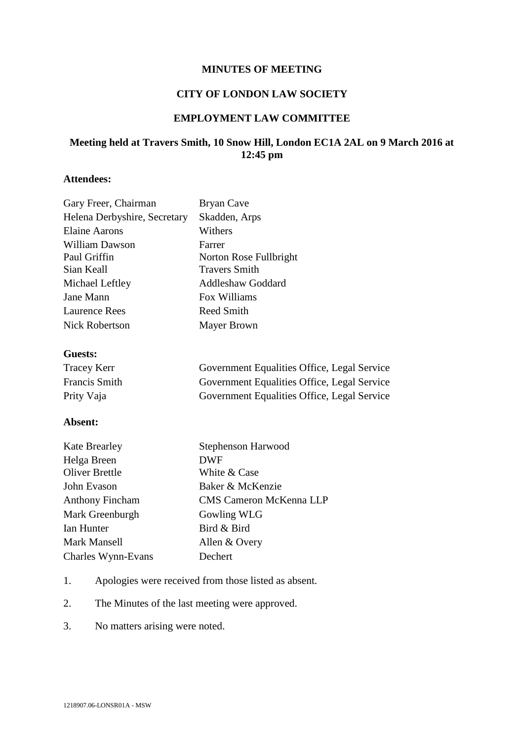# MINUTES OF MEETING

## CITY OF LONDON LAW SOCIETY

## EMPLOYMENT LAW COMMITTEE

### Meeting held at Travers Smith, 10 Snow Hill, London EC1A 2AL on 9 March 2016 at 12:45 pm

**Attendees:**

| | |
|---|---|
| Gary Freer, Chairman | Bryan Cave |
| Helena Derbyshire, Secretary | Skadden, Arps |
| Elaine Aarons | Withers |
| William Dawson | Farrer |
| Paul Griffin | Norton Rose Fullbright |
| Sian Keall | Travers Smith |
| Michael Leftley | Addleshaw Goddard |
| Jane Mann | Fox Williams |
| Laurence Rees | Reed Smith |
| Nick Robertson | Mayer Brown |

**Guests:**

| | |
|---|---|
| Tracey Kerr | Government Equalities Office, Legal Service |
| Francis Smith | Government Equalities Office, Legal Service |
| Prity Vaja | Government Equalities Office, Legal Service |

**Absent:**

| | |
|---|---|
| Kate Brearley | Stephenson Harwood |
| Helga Breen | DWF |
| Oliver Brettle | White & Case |
| John Evason | Baker & McKenzie |
| Anthony Fincham | CMS Cameron McKenna LLP |
| Mark Greenburgh | Gowling WLG |
| Ian Hunter | Bird & Bird |
| Mark Mansell | Allen & Overy |
| Charles Wynn-Evans | Dechert |

1. Apologies were received from those listed as absent.

2. The Minutes of the last meeting were approved.

3. No matters arising were noted.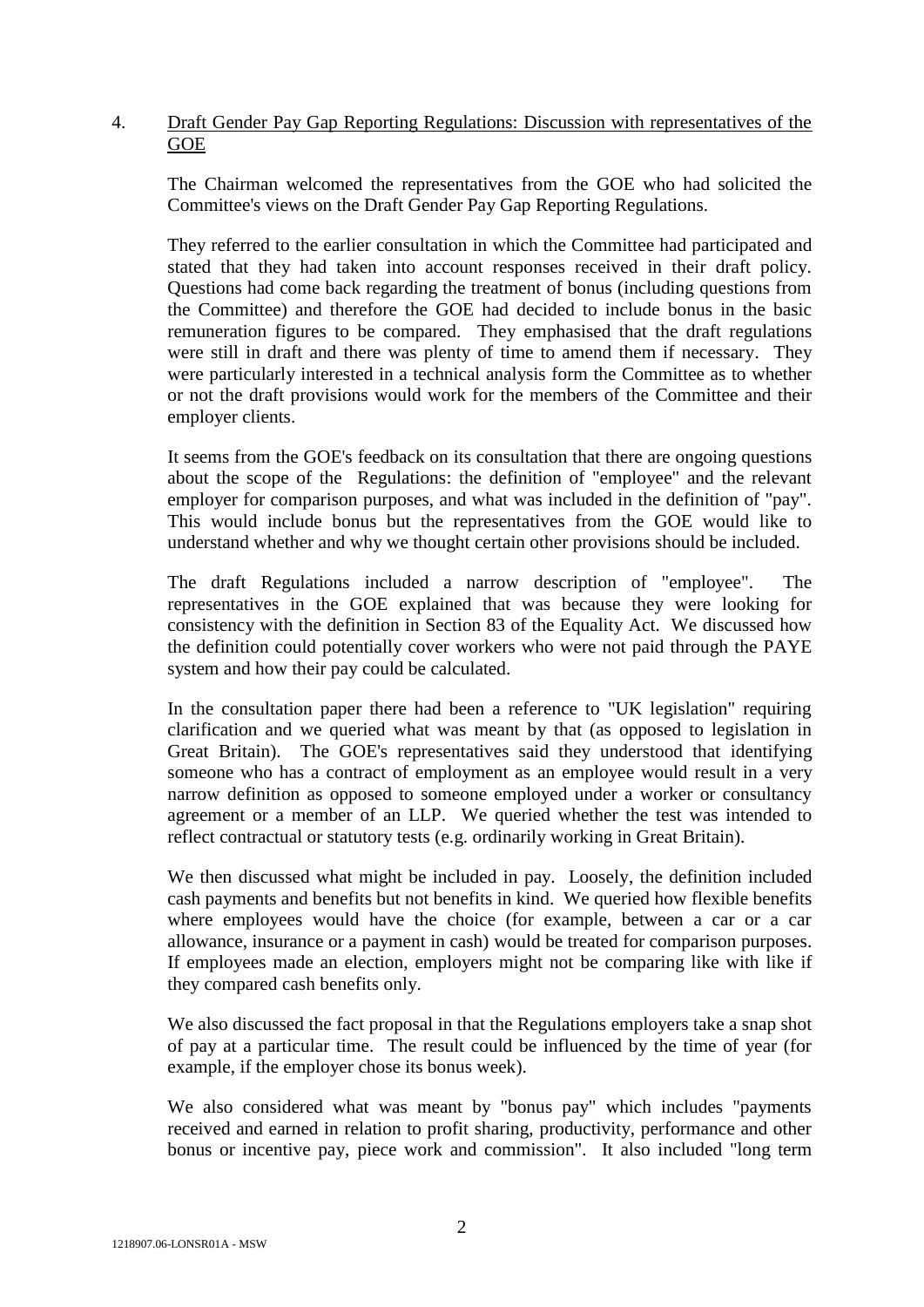4. <u>Draft Gender Pay Gap Reporting Regulations: Discussion with representatives of the GOE</u>

The Chairman welcomed the representatives from the GOE who had solicited the Committee's views on the Draft Gender Pay Gap Reporting Regulations.

They referred to the earlier consultation in which the Committee had participated and stated that they had taken into account responses received in their draft policy. Questions had come back regarding the treatment of bonus (including questions from the Committee) and therefore the GOE had decided to include bonus in the basic remuneration figures to be compared. They emphasised that the draft regulations were still in draft and there was plenty of time to amend them if necessary. They were particularly interested in a technical analysis form the Committee as to whether or not the draft provisions would work for the members of the Committee and their employer clients.

It seems from the GOE's feedback on its consultation that there are ongoing questions about the scope of the Regulations: the definition of "employee" and the relevant employer for comparison purposes, and what was included in the definition of "pay". This would include bonus but the representatives from the GOE would like to understand whether and why we thought certain other provisions should be included.

The draft Regulations included a narrow description of "employee". The representatives in the GOE explained that was because they were looking for consistency with the definition in Section 83 of the Equality Act. We discussed how the definition could potentially cover workers who were not paid through the PAYE system and how their pay could be calculated.

In the consultation paper there had been a reference to "UK legislation" requiring clarification and we queried what was meant by that (as opposed to legislation in Great Britain). The GOE's representatives said they understood that identifying someone who has a contract of employment as an employee would result in a very narrow definition as opposed to someone employed under a worker or consultancy agreement or a member of an LLP. We queried whether the test was intended to reflect contractual or statutory tests (e.g. ordinarily working in Great Britain).

We then discussed what might be included in pay. Loosely, the definition included cash payments and benefits but not benefits in kind. We queried how flexible benefits where employees would have the choice (for example, between a car or a car allowance, insurance or a payment in cash) would be treated for comparison purposes. If employees made an election, employers might not be comparing like with like if they compared cash benefits only.

We also discussed the fact proposal in that the Regulations employers take a snap shot of pay at a particular time. The result could be influenced by the time of year (for example, if the employer chose its bonus week).

We also considered what was meant by "bonus pay" which includes "payments received and earned in relation to profit sharing, productivity, performance and other bonus or incentive pay, piece work and commission". It also included "long term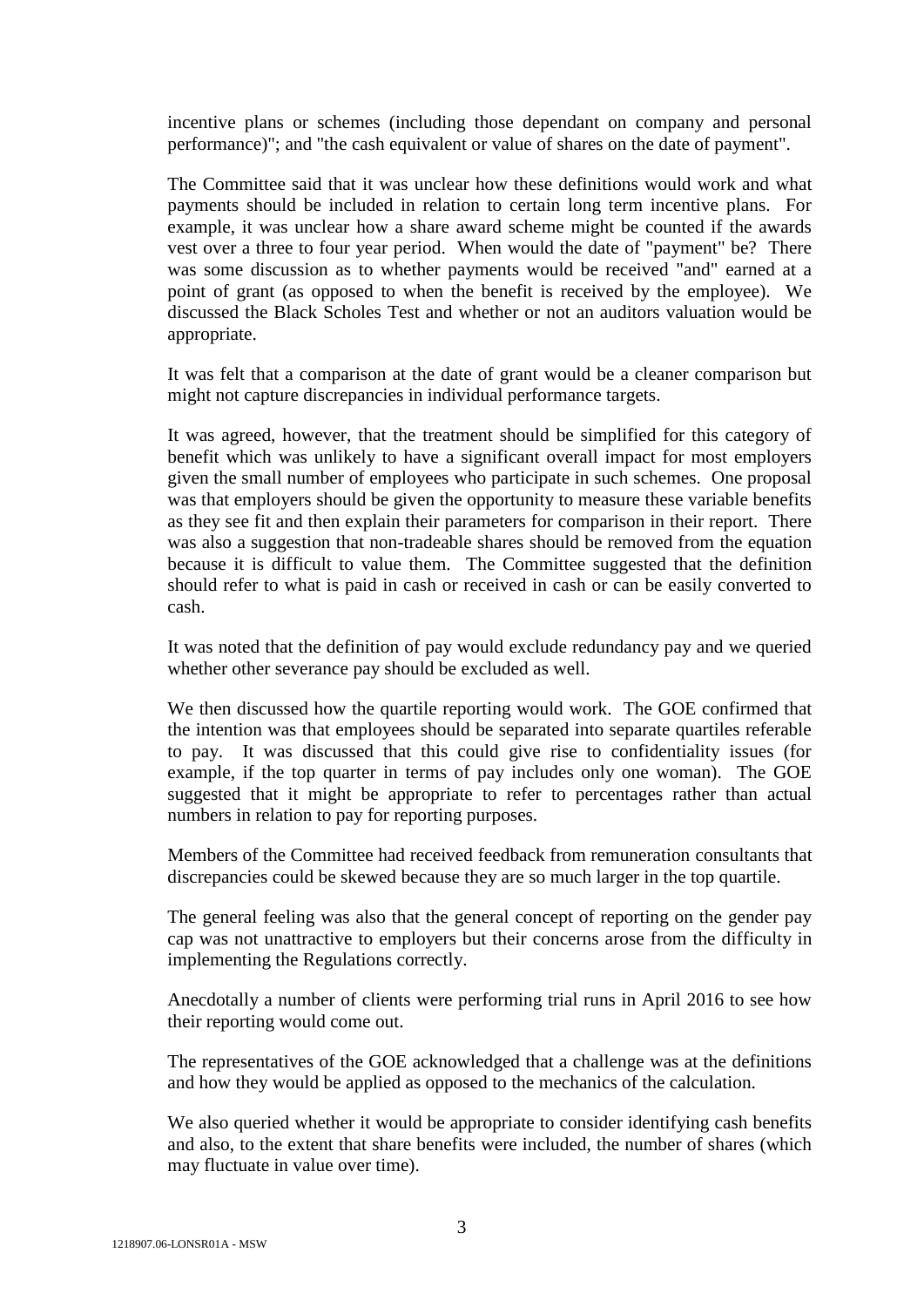incentive plans or schemes (including those dependant on company and personal performance)"; and "the cash equivalent or value of shares on the date of payment".

The Committee said that it was unclear how these definitions would work and what payments should be included in relation to certain long term incentive plans. For example, it was unclear how a share award scheme might be counted if the awards vest over a three to four year period. When would the date of "payment" be? There was some discussion as to whether payments would be received "and" earned at a point of grant (as opposed to when the benefit is received by the employee). We discussed the Black Scholes Test and whether or not an auditors valuation would be appropriate.

It was felt that a comparison at the date of grant would be a cleaner comparison but might not capture discrepancies in individual performance targets.

It was agreed, however, that the treatment should be simplified for this category of benefit which was unlikely to have a significant overall impact for most employers given the small number of employees who participate in such schemes. One proposal was that employers should be given the opportunity to measure these variable benefits as they see fit and then explain their parameters for comparison in their report. There was also a suggestion that non-tradeable shares should be removed from the equation because it is difficult to value them. The Committee suggested that the definition should refer to what is paid in cash or received in cash or can be easily converted to cash.

It was noted that the definition of pay would exclude redundancy pay and we queried whether other severance pay should be excluded as well.

We then discussed how the quartile reporting would work. The GOE confirmed that the intention was that employees should be separated into separate quartiles referable to pay. It was discussed that this could give rise to confidentiality issues (for example, if the top quarter in terms of pay includes only one woman). The GOE suggested that it might be appropriate to refer to percentages rather than actual numbers in relation to pay for reporting purposes.

Members of the Committee had received feedback from remuneration consultants that discrepancies could be skewed because they are so much larger in the top quartile.

The general feeling was also that the general concept of reporting on the gender pay cap was not unattractive to employers but their concerns arose from the difficulty in implementing the Regulations correctly.

Anecdotally a number of clients were performing trial runs in April 2016 to see how their reporting would come out.

The representatives of the GOE acknowledged that a challenge was at the definitions and how they would be applied as opposed to the mechanics of the calculation.

We also queried whether it would be appropriate to consider identifying cash benefits and also, to the extent that share benefits were included, the number of shares (which may fluctuate in value over time).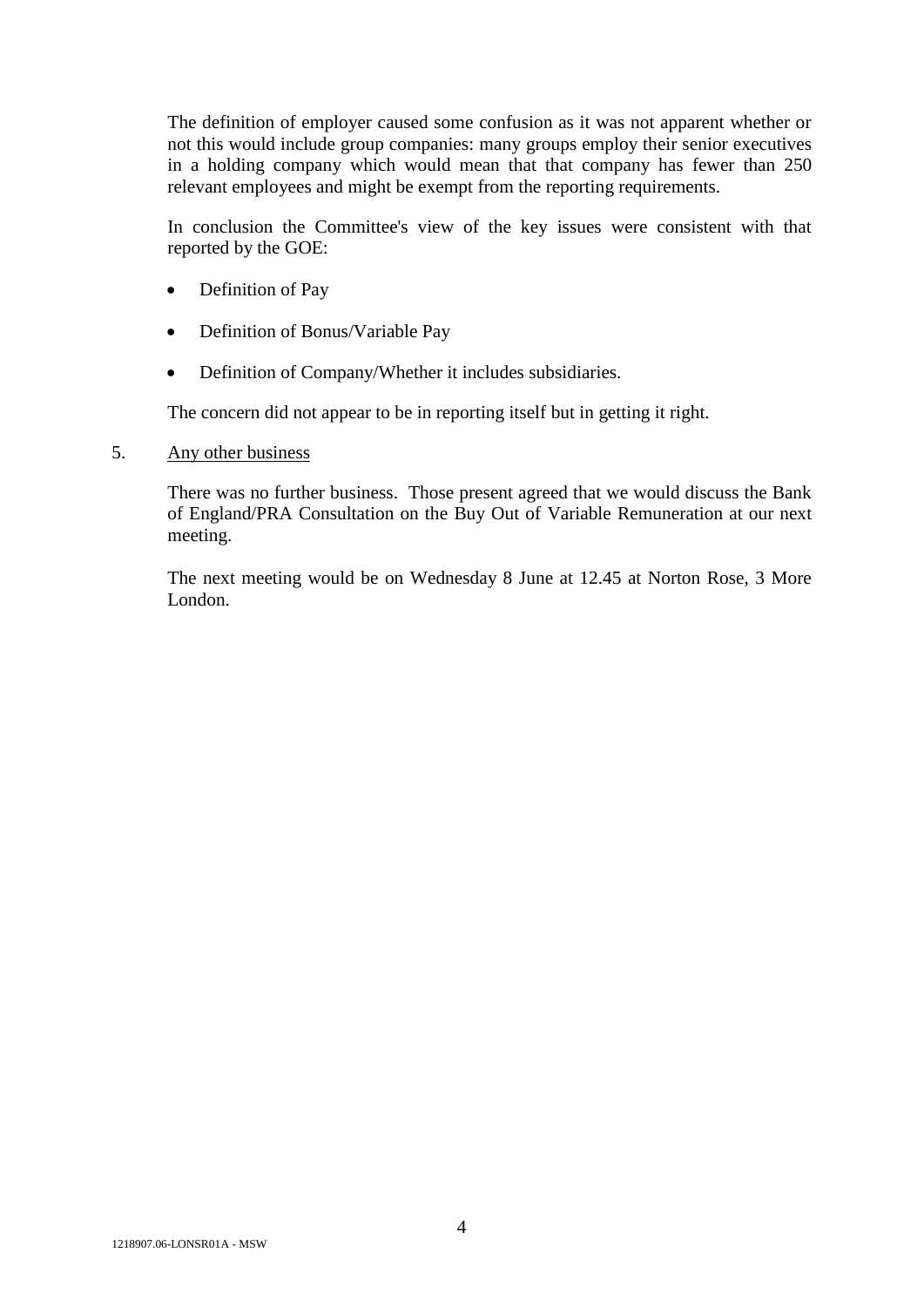The definition of employer caused some confusion as it was not apparent whether or not this would include group companies: many groups employ their senior executives in a holding company which would mean that that company has fewer than 250 relevant employees and might be exempt from the reporting requirements.

In conclusion the Committee's view of the key issues were consistent with that reported by the GOE:

- Definition of Pay
- Definition of Bonus/Variable Pay
- Definition of Company/Whether it includes subsidiaries.

The concern did not appear to be in reporting itself but in getting it right.

5. <u>Any other business</u>

There was no further business. Those present agreed that we would discuss the Bank of England/PRA Consultation on the Buy Out of Variable Remuneration at our next meeting.

The next meeting would be on Wednesday 8 June at 12.45 at Norton Rose, 3 More London.

1218907.06-LONSR01A - MSW